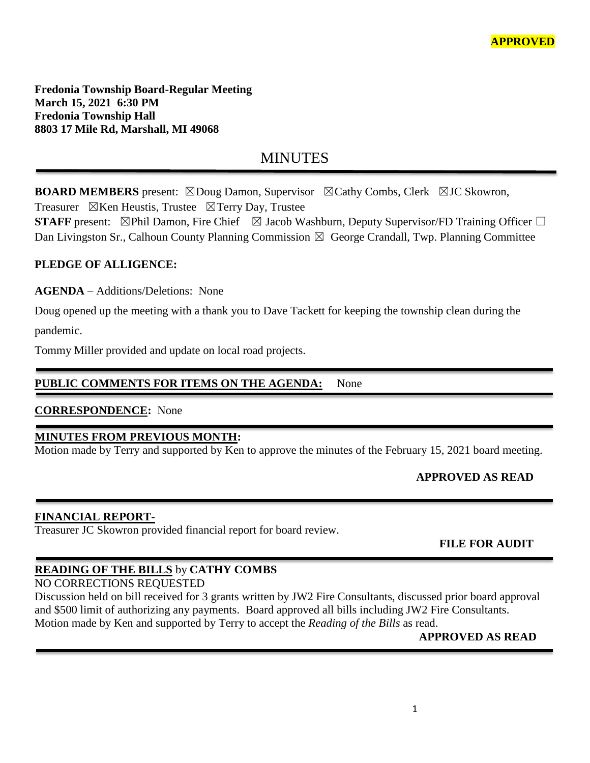**APPROVED**

**Fredonia Township Board-Regular Meeting**
**March 15, 2021 6:30 PM**
**Fredonia Township Hall**
**8803 17 Mile Rd, Marshall, MI 49068**

# MINUTES

**BOARD MEMBERS** present: ☒Doug Damon, Supervisor ☒Cathy Combs, Clerk ☒JC Skowron, Treasurer ☒Ken Heustis, Trustee ☒Terry Day, Trustee
**STAFF** present: ☒Phil Damon, Fire Chief ☒ Jacob Washburn, Deputy Supervisor/FD Training Officer ☐ Dan Livingston Sr., Calhoun County Planning Commission ☒ George Crandall, Twp. Planning Committee

**PLEDGE OF ALLIGENCE:**

**AGENDA** – Additions/Deletions: None

Doug opened up the meeting with a thank you to Dave Tackett for keeping the township clean during the pandemic.

Tommy Miller provided and update on local road projects.

**PUBLIC COMMENTS FOR ITEMS ON THE AGENDA:** None

**CORRESPONDENCE:** None

**MINUTES FROM PREVIOUS MONTH:**
Motion made by Terry and supported by Ken to approve the minutes of the February 15, 2021 board meeting.

**APPROVED AS READ**

**FINANCIAL REPORT-**
Treasurer JC Skowron provided financial report for board review.

**FILE FOR AUDIT**

**READING OF THE BILLS** by **CATHY COMBS**
NO CORRECTIONS REQUESTED
Discussion held on bill received for 3 grants written by JW2 Fire Consultants, discussed prior board approval and $500 limit of authorizing any payments. Board approved all bills including JW2 Fire Consultants. Motion made by Ken and supported by Terry to accept the *Reading of the Bills* as read.

**APPROVED AS READ**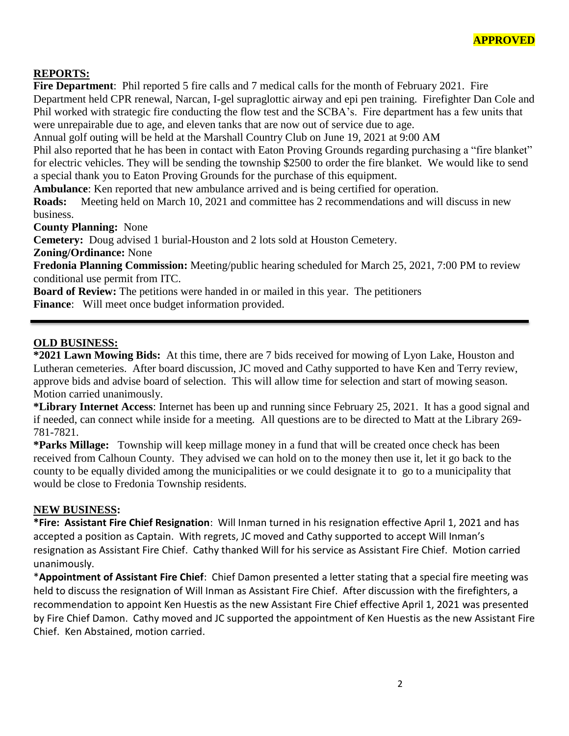**APPROVED**

## REPORTS:

**Fire Department**: Phil reported 5 fire calls and 7 medical calls for the month of February 2021. Fire Department held CPR renewal, Narcan, I-gel supraglottic airway and epi pen training. Firefighter Dan Cole and Phil worked with strategic fire conducting the flow test and the SCBA's. Fire department has a few units that were unrepairable due to age, and eleven tanks that are now out of service due to age.

Annual golf outing will be held at the Marshall Country Club on June 19, 2021 at 9:00 AM

Phil also reported that he has been in contact with Eaton Proving Grounds regarding purchasing a "fire blanket" for electric vehicles. They will be sending the township $2500 to order the fire blanket. We would like to send a special thank you to Eaton Proving Grounds for the purchase of this equipment.

**Ambulance**: Ken reported that new ambulance arrived and is being certified for operation.

**Roads:** Meeting held on March 10, 2021 and committee has 2 recommendations and will discuss in new business.

**County Planning:** None

**Cemetery:** Doug advised 1 burial-Houston and 2 lots sold at Houston Cemetery.

**Zoning/Ordinance:** None

**Fredonia Planning Commission:** Meeting/public hearing scheduled for March 25, 2021, 7:00 PM to review conditional use permit from ITC.

**Board of Review:** The petitions were handed in or mailed in this year. The petitioners

**Finance**: Will meet once budget information provided.

---

## OLD BUSINESS:

**\*2021 Lawn Mowing Bids:** At this time, there are 7 bids received for mowing of Lyon Lake, Houston and Lutheran cemeteries. After board discussion, JC moved and Cathy supported to have Ken and Terry review, approve bids and advise board of selection. This will allow time for selection and start of mowing season. Motion carried unanimously.

**\*Library Internet Access**: Internet has been up and running since February 25, 2021. It has a good signal and if needed, can connect while inside for a meeting. All questions are to be directed to Matt at the Library 269-781-7821.

**\*Parks Millage:** Township will keep millage money in a fund that will be created once check has been received from Calhoun County. They advised we can hold on to the money then use it, let it go back to the county to be equally divided among the municipalities or we could designate it to go to a municipality that would be close to Fredonia Township residents.

## NEW BUSINESS:

**\*Fire: Assistant Fire Chief Resignation**: Will Inman turned in his resignation effective April 1, 2021 and has accepted a position as Captain. With regrets, JC moved and Cathy supported to accept Will Inman's resignation as Assistant Fire Chief. Cathy thanked Will for his service as Assistant Fire Chief. Motion carried unanimously.

\***Appointment of Assistant Fire Chief**: Chief Damon presented a letter stating that a special fire meeting was held to discuss the resignation of Will Inman as Assistant Fire Chief. After discussion with the firefighters, a recommendation to appoint Ken Huestis as the new Assistant Fire Chief effective April 1, 2021 was presented by Fire Chief Damon. Cathy moved and JC supported the appointment of Ken Huestis as the new Assistant Fire Chief. Ken Abstained, motion carried.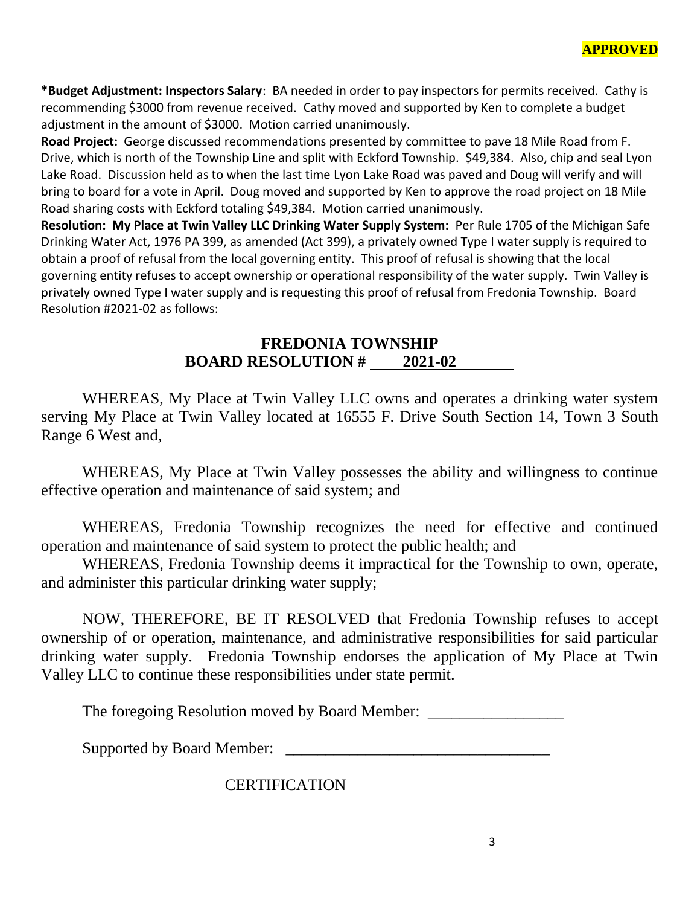**APPROVED**

***Budget Adjustment: Inspectors Salary**: BA needed in order to pay inspectors for permits received. Cathy is recommending $3000 from revenue received. Cathy moved and supported by Ken to complete a budget adjustment in the amount of $3000. Motion carried unanimously.

**Road Project:** George discussed recommendations presented by committee to pave 18 Mile Road from F. Drive, which is north of the Township Line and split with Eckford Township. $49,384. Also, chip and seal Lyon Lake Road. Discussion held as to when the last time Lyon Lake Road was paved and Doug will verify and will bring to board for a vote in April. Doug moved and supported by Ken to approve the road project on 18 Mile Road sharing costs with Eckford totaling $49,384. Motion carried unanimously.

**Resolution: My Place at Twin Valley LLC Drinking Water Supply System:** Per Rule 1705 of the Michigan Safe Drinking Water Act, 1976 PA 399, as amended (Act 399), a privately owned Type I water supply is required to obtain a proof of refusal from the local governing entity. This proof of refusal is showing that the local governing entity refuses to accept ownership or operational responsibility of the water supply. Twin Valley is privately owned Type I water supply and is requesting this proof of refusal from Fredonia Township. Board Resolution #2021-02 as follows:

## FREDONIA TOWNSHIP
## BOARD RESOLUTION # 2021-02

WHEREAS, My Place at Twin Valley LLC owns and operates a drinking water system serving My Place at Twin Valley located at 16555 F. Drive South Section 14, Town 3 South Range 6 West and,

WHEREAS, My Place at Twin Valley possesses the ability and willingness to continue effective operation and maintenance of said system; and

WHEREAS, Fredonia Township recognizes the need for effective and continued operation and maintenance of said system to protect the public health; and

WHEREAS, Fredonia Township deems it impractical for the Township to own, operate, and administer this particular drinking water supply;

NOW, THEREFORE, BE IT RESOLVED that Fredonia Township refuses to accept ownership of or operation, maintenance, and administrative responsibilities for said particular drinking water supply. Fredonia Township endorses the application of My Place at Twin Valley LLC to continue these responsibilities under state permit.

The foregoing Resolution moved by Board Member: _________________

Supported by Board Member: _________________________________

CERTIFICATION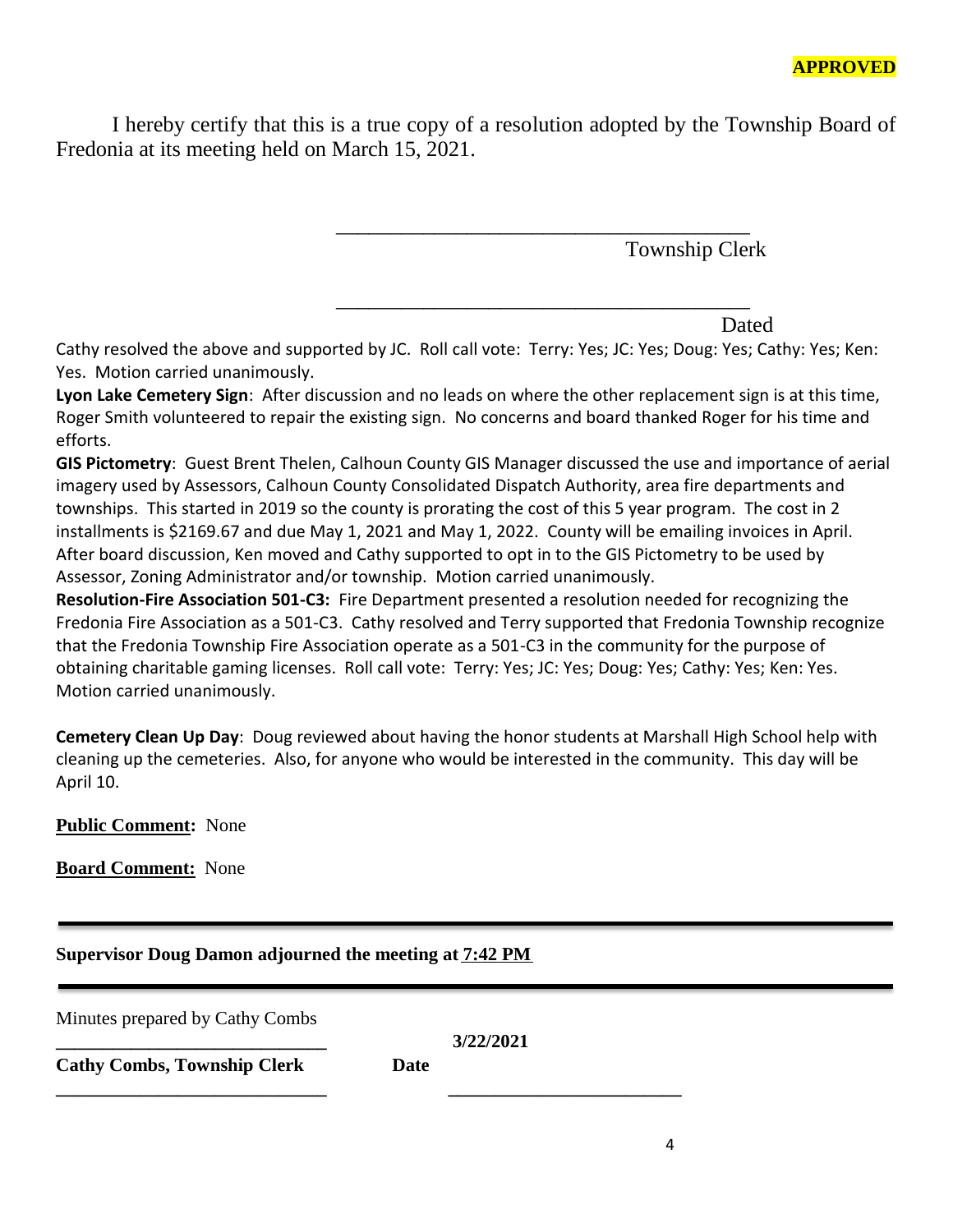**APPROVED**

I hereby certify that this is a true copy of a resolution adopted by the Township Board of Fredonia at its meeting held on March 15, 2021.

\_\_\_\_\_\_\_\_\_\_\_\_\_\_\_\_\_\_\_\_\_\_\_\_\_\_\_\_\_\_\_\_\_\_\_\_\_\_
Township Clerk

\_\_\_\_\_\_\_\_\_\_\_\_\_\_\_\_\_\_\_\_\_\_\_\_\_\_\_\_\_\_\_\_\_\_\_\_\_\_
Dated

Cathy resolved the above and supported by JC. Roll call vote: Terry: Yes; JC: Yes; Doug: Yes; Cathy: Yes; Ken: Yes. Motion carried unanimously.

**Lyon Lake Cemetery Sign**: After discussion and no leads on where the other replacement sign is at this time, Roger Smith volunteered to repair the existing sign. No concerns and board thanked Roger for his time and efforts.

**GIS Pictometry**: Guest Brent Thelen, Calhoun County GIS Manager discussed the use and importance of aerial imagery used by Assessors, Calhoun County Consolidated Dispatch Authority, area fire departments and townships. This started in 2019 so the county is prorating the cost of this 5 year program. The cost in 2 installments is $2169.67 and due May 1, 2021 and May 1, 2022. County will be emailing invoices in April. After board discussion, Ken moved and Cathy supported to opt in to the GIS Pictometry to be used by Assessor, Zoning Administrator and/or township. Motion carried unanimously.

**Resolution-Fire Association 501-C3:** Fire Department presented a resolution needed for recognizing the Fredonia Fire Association as a 501-C3. Cathy resolved and Terry supported that Fredonia Township recognize that the Fredonia Township Fire Association operate as a 501-C3 in the community for the purpose of obtaining charitable gaming licenses. Roll call vote: Terry: Yes; JC: Yes; Doug: Yes; Cathy: Yes; Ken: Yes. Motion carried unanimously.

**Cemetery Clean Up Day**: Doug reviewed about having the honor students at Marshall High School help with cleaning up the cemeteries. Also, for anyone who would be interested in the community. This day will be April 10.

**Public Comment:** None

**Board Comment:** None

---

**Supervisor Doug Damon adjourned the meeting at 7:42 PM**

---

Minutes prepared by Cathy Combs

\_\_\_\_\_\_\_\_\_\_\_\_\_\_\_\_\_\_\_\_\_\_\_\_\_\_\_\_\_\_ **3/22/2021**

**Cathy Combs, Township Clerk** **Date**

\_\_\_\_\_\_\_\_\_\_\_\_\_\_\_\_\_\_\_\_\_\_\_\_\_\_\_\_\_\_ \_\_\_\_\_\_\_\_\_\_\_\_\_\_\_\_\_\_\_\_\_\_\_\_\_\_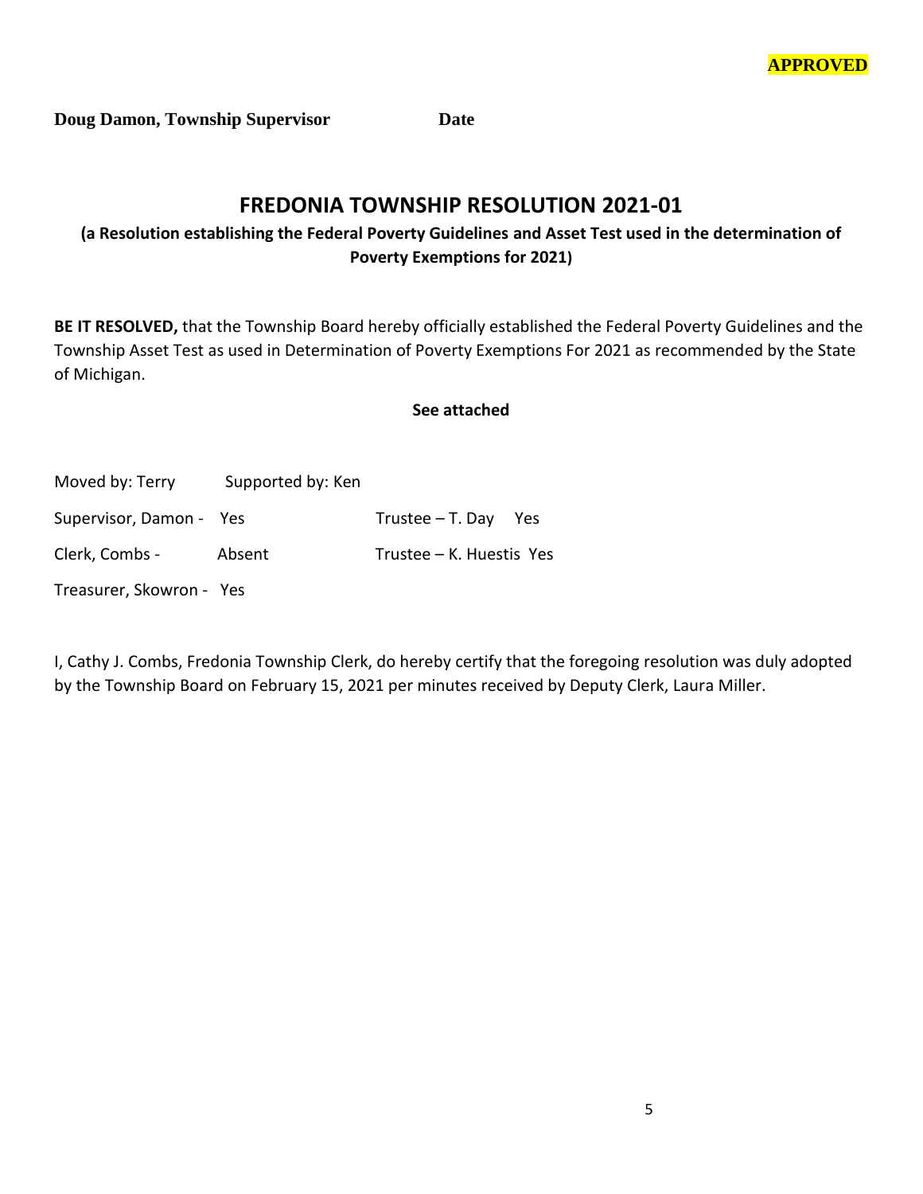**APPROVED**

**Doug Damon, Township Supervisor Date**

# FREDONIA TOWNSHIP RESOLUTION 2021-01

**(a Resolution establishing the Federal Poverty Guidelines and Asset Test used in the determination of Poverty Exemptions for 2021)**

**BE IT RESOLVED,** that the Township Board hereby officially established the Federal Poverty Guidelines and the Township Asset Test as used in Determination of Poverty Exemptions For 2021 as recommended by the State of Michigan.

**See attached**

| | | | |
|---|---|---|---|
| Moved by: Terry | Supported by: Ken | | |
| Supervisor, Damon - | Yes | Trustee – T. Day | Yes |
| Clerk, Combs - | Absent | Trustee – K. Huestis | Yes |
| Treasurer, Skowron - | Yes | | |

I, Cathy J. Combs, Fredonia Township Clerk, do hereby certify that the foregoing resolution was duly adopted by the Township Board on February 15, 2021 per minutes received by Deputy Clerk, Laura Miller.